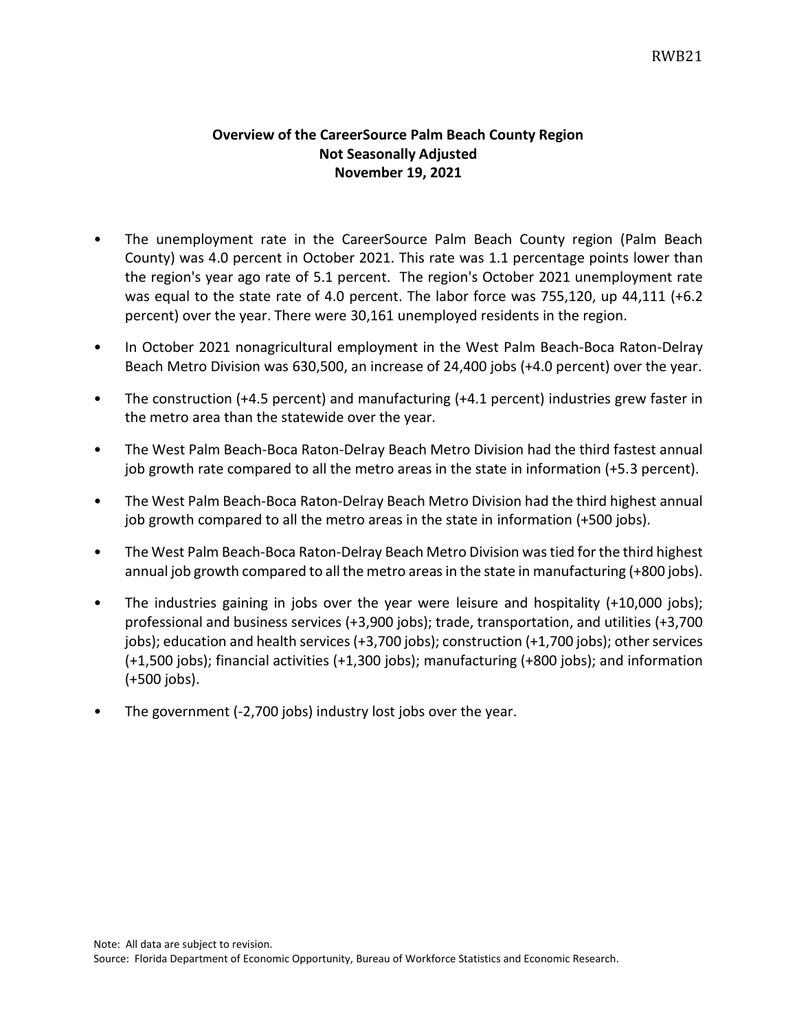# Overview of the CareerSource Palm Beach County Region
## Not Seasonally Adjusted
## November 19, 2021

- The unemployment rate in the CareerSource Palm Beach County region (Palm Beach County) was 4.0 percent in October 2021. This rate was 1.1 percentage points lower than the region's year ago rate of 5.1 percent. The region's October 2021 unemployment rate was equal to the state rate of 4.0 percent. The labor force was 755,120, up 44,111 (+6.2 percent) over the year. There were 30,161 unemployed residents in the region.
- In October 2021 nonagricultural employment in the West Palm Beach-Boca Raton-Delray Beach Metro Division was 630,500, an increase of 24,400 jobs (+4.0 percent) over the year.
- The construction (+4.5 percent) and manufacturing (+4.1 percent) industries grew faster in the metro area than the statewide over the year.
- The West Palm Beach-Boca Raton-Delray Beach Metro Division had the third fastest annual job growth rate compared to all the metro areas in the state in information (+5.3 percent).
- The West Palm Beach-Boca Raton-Delray Beach Metro Division had the third highest annual job growth compared to all the metro areas in the state in information (+500 jobs).
- The West Palm Beach-Boca Raton-Delray Beach Metro Division was tied for the third highest annual job growth compared to all the metro areas in the state in manufacturing (+800 jobs).
- The industries gaining in jobs over the year were leisure and hospitality (+10,000 jobs); professional and business services (+3,900 jobs); trade, transportation, and utilities (+3,700 jobs); education and health services (+3,700 jobs); construction (+1,700 jobs); other services (+1,500 jobs); financial activities (+1,300 jobs); manufacturing (+800 jobs); and information (+500 jobs).
- The government (-2,700 jobs) industry lost jobs over the year.

Note: All data are subject to revision.
Source: Florida Department of Economic Opportunity, Bureau of Workforce Statistics and Economic Research.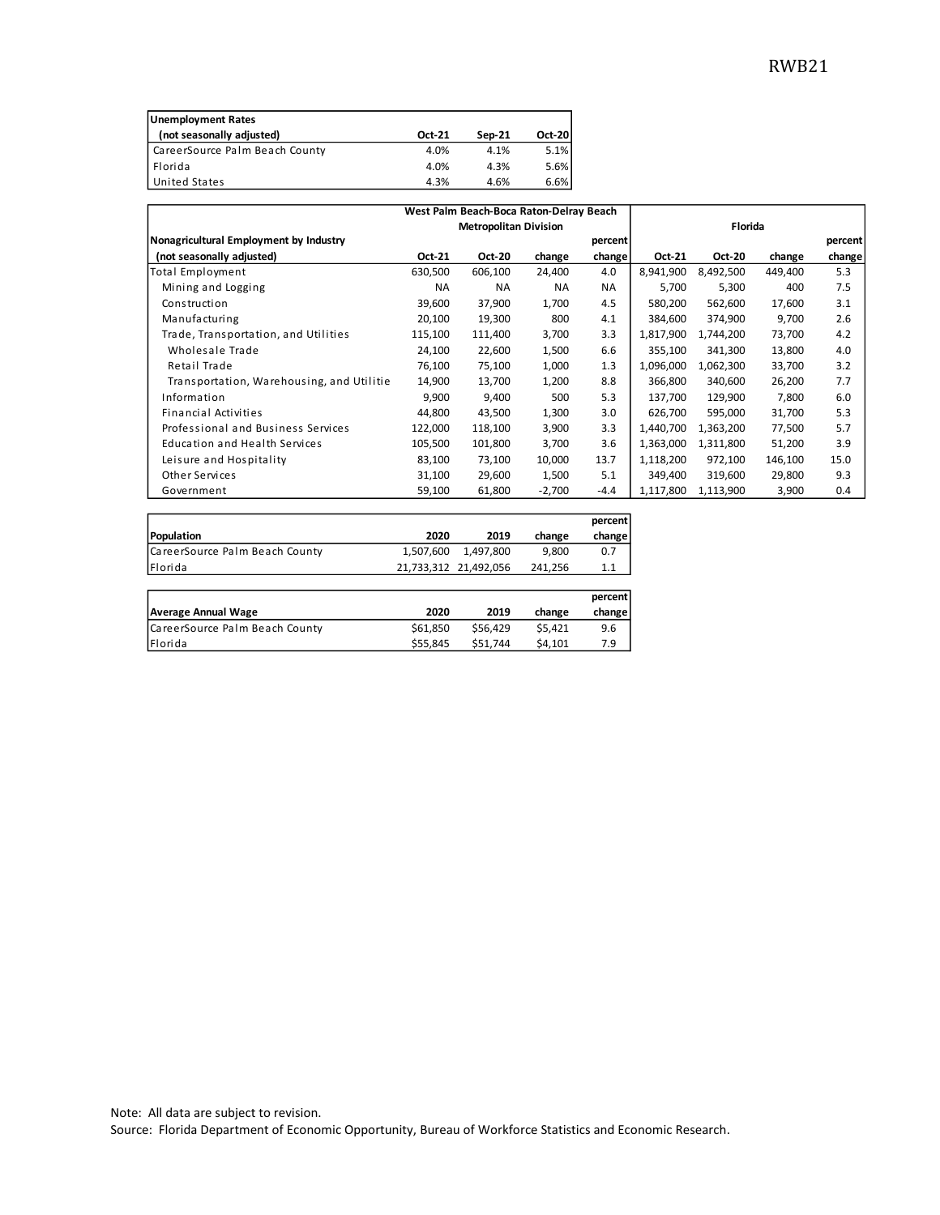| Unemployment Rates (not seasonally adjusted) | Oct-21 | Sep-21 | Oct-20 |
|---|---|---|---|
| CareerSource Palm Beach County | 4.0% | 4.1% | 5.1% |
| Florida | 4.0% | 4.3% | 5.6% |
| United States | 4.3% | 4.6% | 6.6% |

| Nonagricultural Employment by Industry (not seasonally adjusted) | West Palm Beach-Boca Raton-Delray Beach Metropolitan Division | | | | Florida | | | |
|---|---|---|---|---|---|---|---|---|
| | Oct-21 | Oct-20 | change | percent change | Oct-21 | Oct-20 | change | percent change |
| Total Employment | 630,500 | 606,100 | 24,400 | 4.0 | 8,941,900 | 8,492,500 | 449,400 | 5.3 |
| Mining and Logging | NA | NA | NA | NA | 5,700 | 5,300 | 400 | 7.5 |
| Construction | 39,600 | 37,900 | 1,700 | 4.5 | 580,200 | 562,600 | 17,600 | 3.1 |
| Manufacturing | 20,100 | 19,300 | 800 | 4.1 | 384,600 | 374,900 | 9,700 | 2.6 |
| Trade, Transportation, and Utilities | 115,100 | 111,400 | 3,700 | 3.3 | 1,817,900 | 1,744,200 | 73,700 | 4.2 |
| Wholesale Trade | 24,100 | 22,600 | 1,500 | 6.6 | 355,100 | 341,300 | 13,800 | 4.0 |
| Retail Trade | 76,100 | 75,100 | 1,000 | 1.3 | 1,096,000 | 1,062,300 | 33,700 | 3.2 |
| Transportation, Warehousing, and Utilitie | 14,900 | 13,700 | 1,200 | 8.8 | 366,800 | 340,600 | 26,200 | 7.7 |
| Information | 9,900 | 9,400 | 500 | 5.3 | 137,700 | 129,900 | 7,800 | 6.0 |
| Financial Activities | 44,800 | 43,500 | 1,300 | 3.0 | 626,700 | 595,000 | 31,700 | 5.3 |
| Professional and Business Services | 122,000 | 118,100 | 3,900 | 3.3 | 1,440,700 | 1,363,200 | 77,500 | 5.7 |
| Education and Health Services | 105,500 | 101,800 | 3,700 | 3.6 | 1,363,000 | 1,311,800 | 51,200 | 3.9 |
| Leisure and Hospitality | 83,100 | 73,100 | 10,000 | 13.7 | 1,118,200 | 972,100 | 146,100 | 15.0 |
| Other Services | 31,100 | 29,600 | 1,500 | 5.1 | 349,400 | 319,600 | 29,800 | 9.3 |
| Government | 59,100 | 61,800 | -2,700 | -4.4 | 1,117,800 | 1,113,900 | 3,900 | 0.4 |

| Population | 2020 | 2019 | change | percent change |
|---|---|---|---|---|
| CareerSource Palm Beach County | 1,507,600 | 1,497,800 | 9,800 | 0.7 |
| Florida | 21,733,312 | 21,492,056 | 241,256 | 1.1 |

| Average Annual Wage | 2020 | 2019 | change | percent change |
|---|---|---|---|---|
| CareerSource Palm Beach County | $61,850 | $56,429 | $5,421 | 9.6 |
| Florida | $55,845 | $51,744 | $4,101 | 7.9 |

Note: All data are subject to revision.
Source: Florida Department of Economic Opportunity, Bureau of Workforce Statistics and Economic Research.